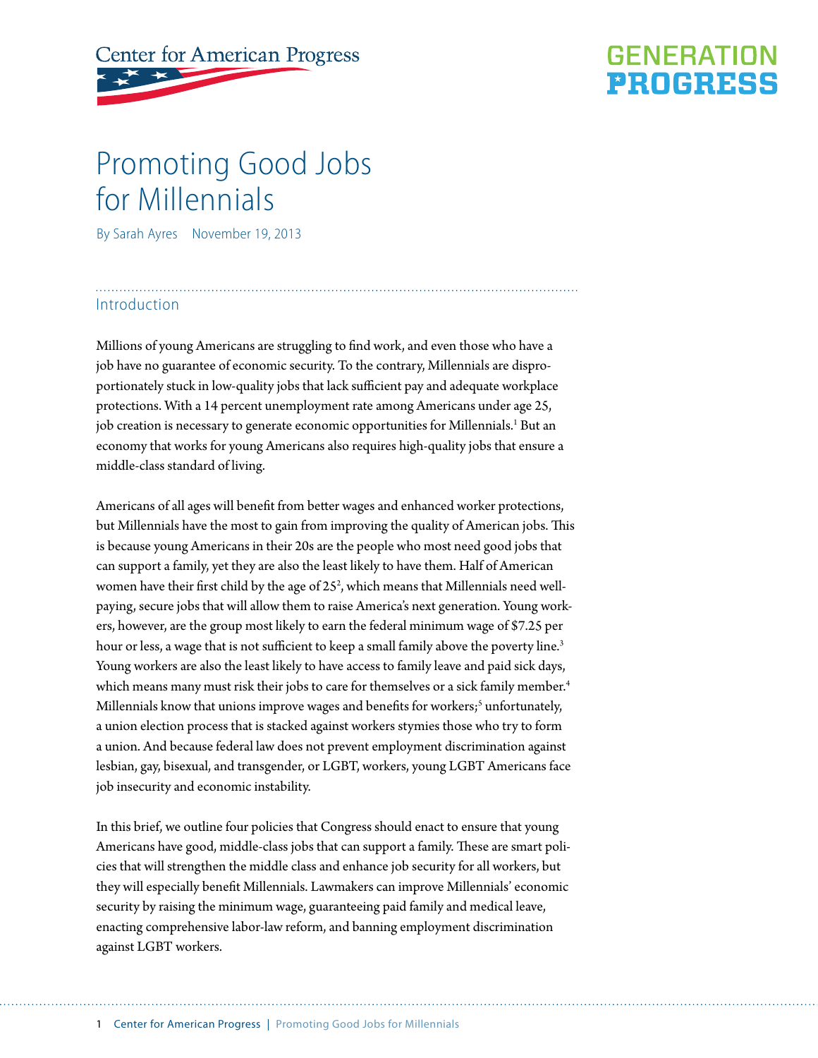Center for American Progress

GENERATION PROGRESS

# Promoting Good Jobs for Millennials

By Sarah Ayres November 19, 2013

## Introduction

Millions of young Americans are struggling to find work, and even those who have a job have no guarantee of economic security. To the contrary, Millennials are disproportionately stuck in low-quality jobs that lack sufficient pay and adequate workplace protections. With a 14 percent unemployment rate among Americans under age 25, job creation is necessary to generate economic opportunities for Millennials.[1] But an economy that works for young Americans also requires high-quality jobs that ensure a middle-class standard of living.

Americans of all ages will benefit from better wages and enhanced worker protections, but Millennials have the most to gain from improving the quality of American jobs. This is because young Americans in their 20s are the people who most need good jobs that can support a family, yet they are also the least likely to have them. Half of American women have their first child by the age of 25[2], which means that Millennials need well-paying, secure jobs that will allow them to raise America's next generation. Young workers, however, are the group most likely to earn the federal minimum wage of $7.25 per hour or less, a wage that is not sufficient to keep a small family above the poverty line.[3] Young workers are also the least likely to have access to family leave and paid sick days, which means many must risk their jobs to care for themselves or a sick family member.[4] Millennials know that unions improve wages and benefits for workers;[5] unfortunately, a union election process that is stacked against workers stymies those who try to form a union. And because federal law does not prevent employment discrimination against lesbian, gay, bisexual, and transgender, or LGBT, workers, young LGBT Americans face job insecurity and economic instability.

In this brief, we outline four policies that Congress should enact to ensure that young Americans have good, middle-class jobs that can support a family. These are smart policies that will strengthen the middle class and enhance job security for all workers, but they will especially benefit Millennials. Lawmakers can improve Millennials' economic security by raising the minimum wage, guaranteeing paid family and medical leave, enacting comprehensive labor-law reform, and banning employment discrimination against LGBT workers.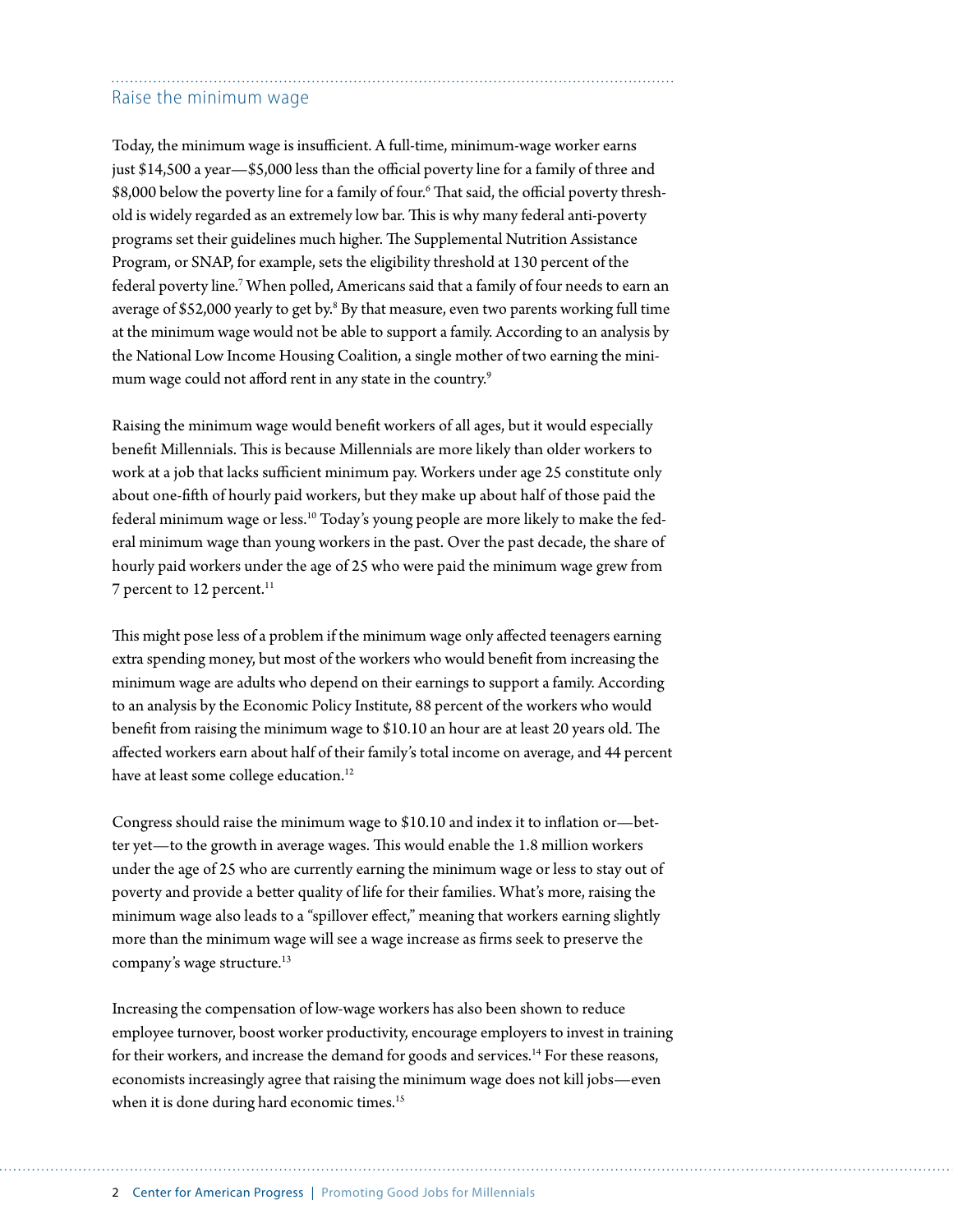## Raise the minimum wage

Today, the minimum wage is insufficient. A full-time, minimum-wage worker earns just $14,500 a year—$5,000 less than the official poverty line for a family of three and $8,000 below the poverty line for a family of four.[6] That said, the official poverty threshold is widely regarded as an extremely low bar. This is why many federal anti-poverty programs set their guidelines much higher. The Supplemental Nutrition Assistance Program, or SNAP, for example, sets the eligibility threshold at 130 percent of the federal poverty line.[7] When polled, Americans said that a family of four needs to earn an average of $52,000 yearly to get by.[8] By that measure, even two parents working full time at the minimum wage would not be able to support a family. According to an analysis by the National Low Income Housing Coalition, a single mother of two earning the minimum wage could not afford rent in any state in the country.[9]

Raising the minimum wage would benefit workers of all ages, but it would especially benefit Millennials. This is because Millennials are more likely than older workers to work at a job that lacks sufficient minimum pay. Workers under age 25 constitute only about one-fifth of hourly paid workers, but they make up about half of those paid the federal minimum wage or less.[10] Today's young people are more likely to make the federal minimum wage than young workers in the past. Over the past decade, the share of hourly paid workers under the age of 25 who were paid the minimum wage grew from 7 percent to 12 percent.[11]

This might pose less of a problem if the minimum wage only affected teenagers earning extra spending money, but most of the workers who would benefit from increasing the minimum wage are adults who depend on their earnings to support a family. According to an analysis by the Economic Policy Institute, 88 percent of the workers who would benefit from raising the minimum wage to $10.10 an hour are at least 20 years old. The affected workers earn about half of their family's total income on average, and 44 percent have at least some college education.[12]

Congress should raise the minimum wage to $10.10 and index it to inflation or—better yet—to the growth in average wages. This would enable the 1.8 million workers under the age of 25 who are currently earning the minimum wage or less to stay out of poverty and provide a better quality of life for their families. What's more, raising the minimum wage also leads to a "spillover effect," meaning that workers earning slightly more than the minimum wage will see a wage increase as firms seek to preserve the company's wage structure.[13]

Increasing the compensation of low-wage workers has also been shown to reduce employee turnover, boost worker productivity, encourage employers to invest in training for their workers, and increase the demand for goods and services.[14] For these reasons, economists increasingly agree that raising the minimum wage does not kill jobs—even when it is done during hard economic times.[15]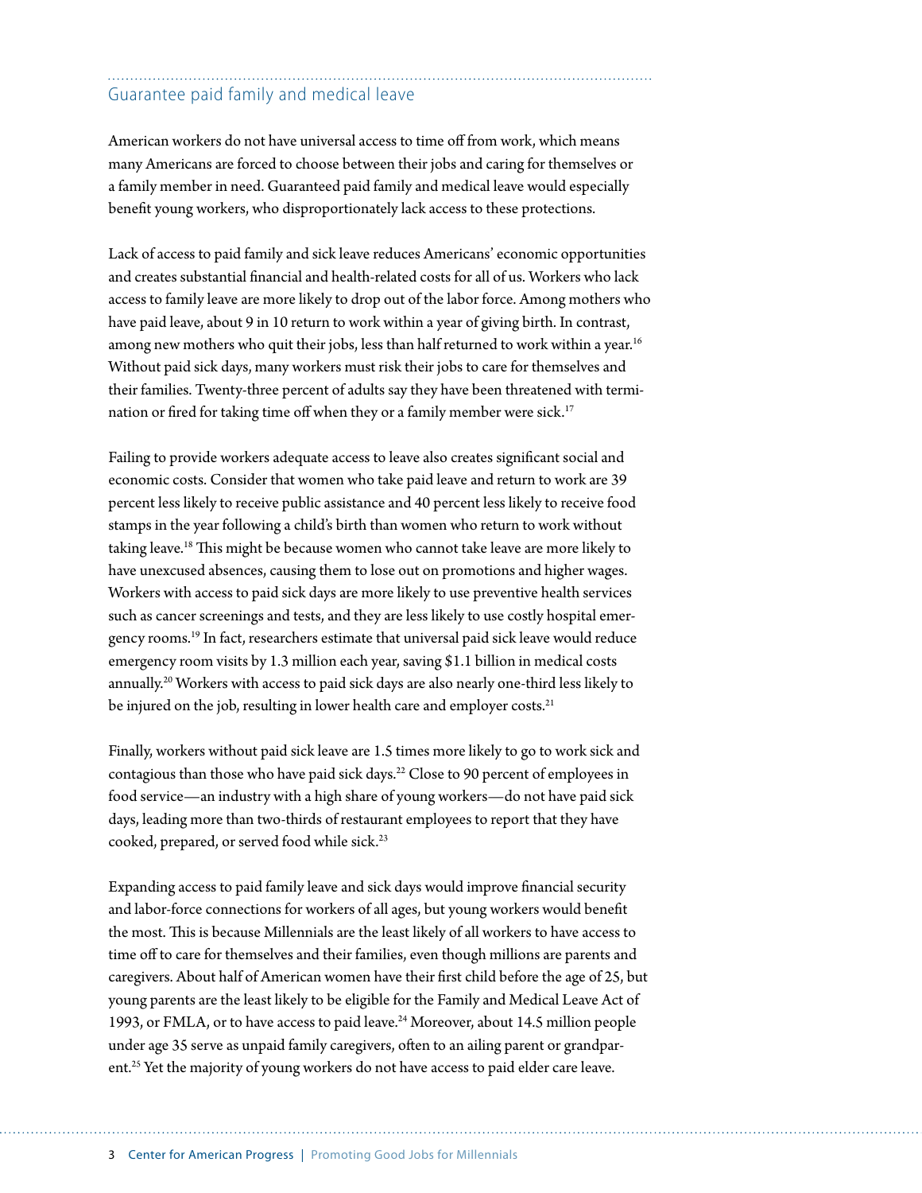## Guarantee paid family and medical leave

American workers do not have universal access to time off from work, which means many Americans are forced to choose between their jobs and caring for themselves or a family member in need. Guaranteed paid family and medical leave would especially benefit young workers, who disproportionately lack access to these protections.

Lack of access to paid family and sick leave reduces Americans' economic opportunities and creates substantial financial and health-related costs for all of us. Workers who lack access to family leave are more likely to drop out of the labor force. Among mothers who have paid leave, about 9 in 10 return to work within a year of giving birth. In contrast, among new mothers who quit their jobs, less than half returned to work within a year.[16] Without paid sick days, many workers must risk their jobs to care for themselves and their families. Twenty-three percent of adults say they have been threatened with termination or fired for taking time off when they or a family member were sick.[17]

Failing to provide workers adequate access to leave also creates significant social and economic costs. Consider that women who take paid leave and return to work are 39 percent less likely to receive public assistance and 40 percent less likely to receive food stamps in the year following a child's birth than women who return to work without taking leave.[18] This might be because women who cannot take leave are more likely to have unexcused absences, causing them to lose out on promotions and higher wages. Workers with access to paid sick days are more likely to use preventive health services such as cancer screenings and tests, and they are less likely to use costly hospital emergency rooms.[19] In fact, researchers estimate that universal paid sick leave would reduce emergency room visits by 1.3 million each year, saving $1.1 billion in medical costs annually.[20] Workers with access to paid sick days are also nearly one-third less likely to be injured on the job, resulting in lower health care and employer costs.[21]

Finally, workers without paid sick leave are 1.5 times more likely to go to work sick and contagious than those who have paid sick days.[22] Close to 90 percent of employees in food service—an industry with a high share of young workers—do not have paid sick days, leading more than two-thirds of restaurant employees to report that they have cooked, prepared, or served food while sick.[23]

Expanding access to paid family leave and sick days would improve financial security and labor-force connections for workers of all ages, but young workers would benefit the most. This is because Millennials are the least likely of all workers to have access to time off to care for themselves and their families, even though millions are parents and caregivers. About half of American women have their first child before the age of 25, but young parents are the least likely to be eligible for the Family and Medical Leave Act of 1993, or FMLA, or to have access to paid leave.[24] Moreover, about 14.5 million people under age 35 serve as unpaid family caregivers, often to an ailing parent or grandparent.[25] Yet the majority of young workers do not have access to paid elder care leave.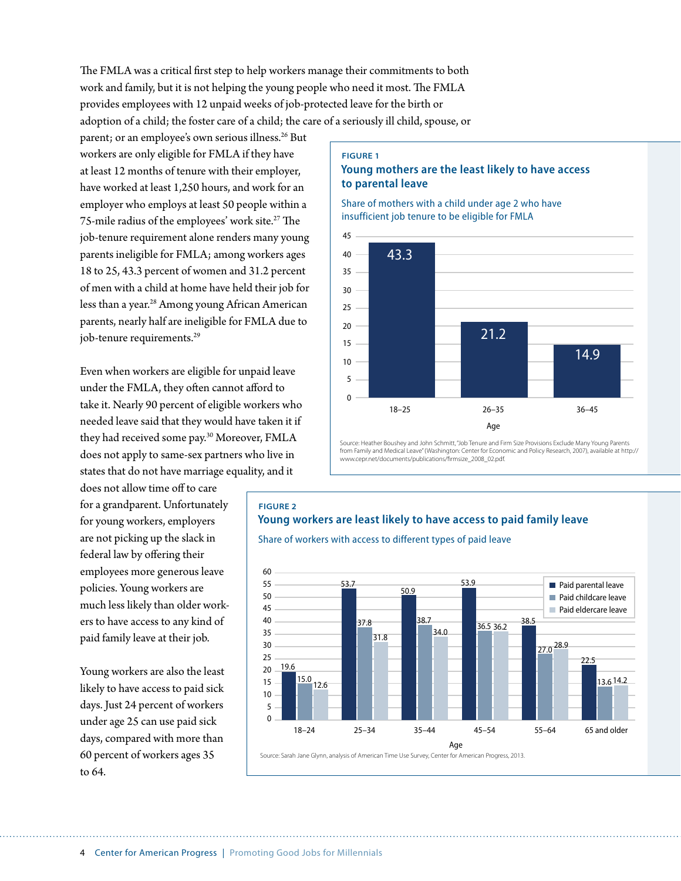The FMLA was a critical first step to help workers manage their commitments to both work and family, but it is not helping the young people who need it most. The FMLA provides employees with 12 unpaid weeks of job-protected leave for the birth or adoption of a child; the foster care of a child; the care of a seriously ill child, spouse, or parent; or an employee's own serious illness.[26] But workers are only eligible for FMLA if they have at least 12 months of tenure with their employer, have worked at least 1,250 hours, and work for an employer who employs at least 50 people within a 75-mile radius of the employees' work site.[27] The job-tenure requirement alone renders many young parents ineligible for FMLA; among workers ages 18 to 25, 43.3 percent of women and 31.2 percent of men with a child at home have held their job for less than a year.[28] Among young African American parents, nearly half are ineligible for FMLA due to job-tenure requirements.[29]

Even when workers are eligible for unpaid leave under the FMLA, they often cannot afford to take it. Nearly 90 percent of eligible workers who needed leave said that they would have taken it if they had received some pay.[30] Moreover, FMLA does not apply to same-sex partners who live in states that do not have marriage equality, and it does not allow time off to care for a grandparent. Unfortunately for young workers, employers are not picking up the slack in federal law by offering their employees more generous leave policies. Young workers are much less likely than older workers to have access to any kind of paid family leave at their job.

Young workers are also the least likely to have access to paid sick days. Just 24 percent of workers under age 25 can use paid sick days, compared with more than 60 percent of workers ages 35 to 64.

**FIGURE 1**

**Young mothers are the least likely to have access to parental leave**

Share of mothers with a child under age 2 who have insufficient job tenure to be eligible for FMLA

| Age | Share |
|---|---|
| 18–25 | 43.3 |
| 26–35 | 21.2 |
| 36–45 | 14.9 |

Source: Heather Boushey and John Schmitt, "Job Tenure and Firm Size Provisions Exclude Many Young Parents from Family and Medical Leave" (Washington: Center for Economic and Policy Research, 2007), available at http://www.cepr.net/documents/publications/firmsize_2008_02.pdf.

**FIGURE 2**

**Young workers are least likely to have access to paid family leave**

Share of workers with access to different types of paid leave

| Age | Paid parental leave | Paid childcare leave | Paid eldercare leave |
|---|---|---|---|
| 18–24 | 19.6 | 15.0 | 12.6 |
| 25–34 | 53.7 | 37.8 | 31.8 |
| 35–44 | 50.9 | 38.7 | 34.0 |
| 45–54 | 53.9 | 36.5 | 36.2 |
| 55–64 | 38.5 | 27.0 | 28.9 |
| 65 and older | 22.5 | 13.6 | 14.2 |

Source: Sarah Jane Glynn, analysis of American Time Use Survey, Center for American Progress, 2013.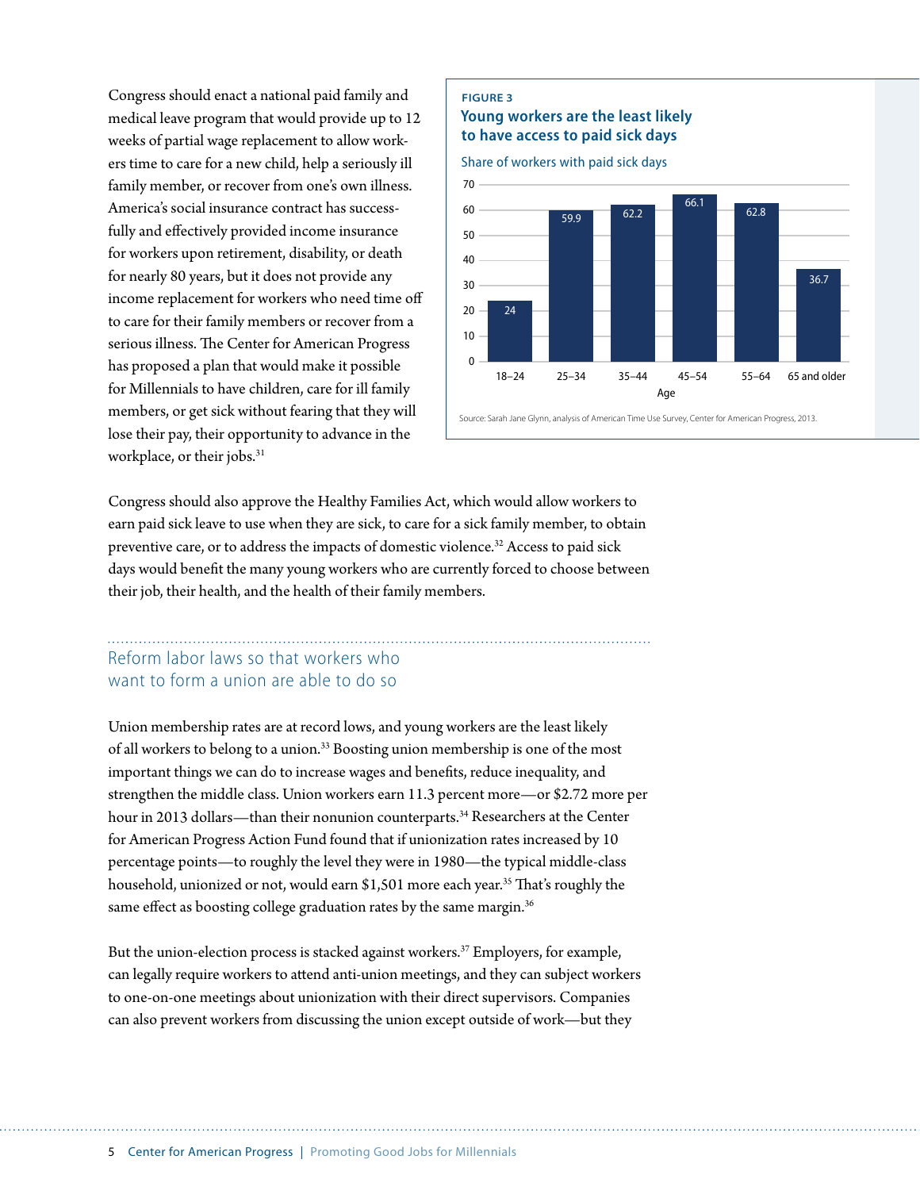Congress should enact a national paid family and medical leave program that would provide up to 12 weeks of partial wage replacement to allow workers time to care for a new child, help a seriously ill family member, or recover from one's own illness. America's social insurance contract has successfully and effectively provided income insurance for workers upon retirement, disability, or death for nearly 80 years, but it does not provide any income replacement for workers who need time off to care for their family members or recover from a serious illness. The Center for American Progress has proposed a plan that would make it possible for Millennials to have children, care for ill family members, or get sick without fearing that they will lose their pay, their opportunity to advance in the workplace, or their jobs.[31]

**FIGURE 3**

**Young workers are the least likely to have access to paid sick days**

Share of workers with paid sick days

| Age | Share of workers with paid sick days |
|---|---|
| 18–24 | 24 |
| 25–34 | 59.9 |
| 35–44 | 62.2 |
| 45–54 | 66.1 |
| 55–64 | 62.8 |
| 65 and older | 36.7 |

Source: Sarah Jane Glynn, analysis of American Time Use Survey, Center for American Progress, 2013.

Congress should also approve the Healthy Families Act, which would allow workers to earn paid sick leave to use when they are sick, to care for a sick family member, to obtain preventive care, or to address the impacts of domestic violence.[32] Access to paid sick days would benefit the many young workers who are currently forced to choose between their job, their health, and the health of their family members.

## Reform labor laws so that workers who want to form a union are able to do so

Union membership rates are at record lows, and young workers are the least likely of all workers to belong to a union.[33] Boosting union membership is one of the most important things we can do to increase wages and benefits, reduce inequality, and strengthen the middle class. Union workers earn 11.3 percent more—or $2.72 more per hour in 2013 dollars—than their nonunion counterparts.[34] Researchers at the Center for American Progress Action Fund found that if unionization rates increased by 10 percentage points—to roughly the level they were in 1980—the typical middle-class household, unionized or not, would earn $1,501 more each year.[35] That's roughly the same effect as boosting college graduation rates by the same margin.[36]

But the union-election process is stacked against workers.[37] Employers, for example, can legally require workers to attend anti-union meetings, and they can subject workers to one-on-one meetings about unionization with their direct supervisors. Companies can also prevent workers from discussing the union except outside of work—but they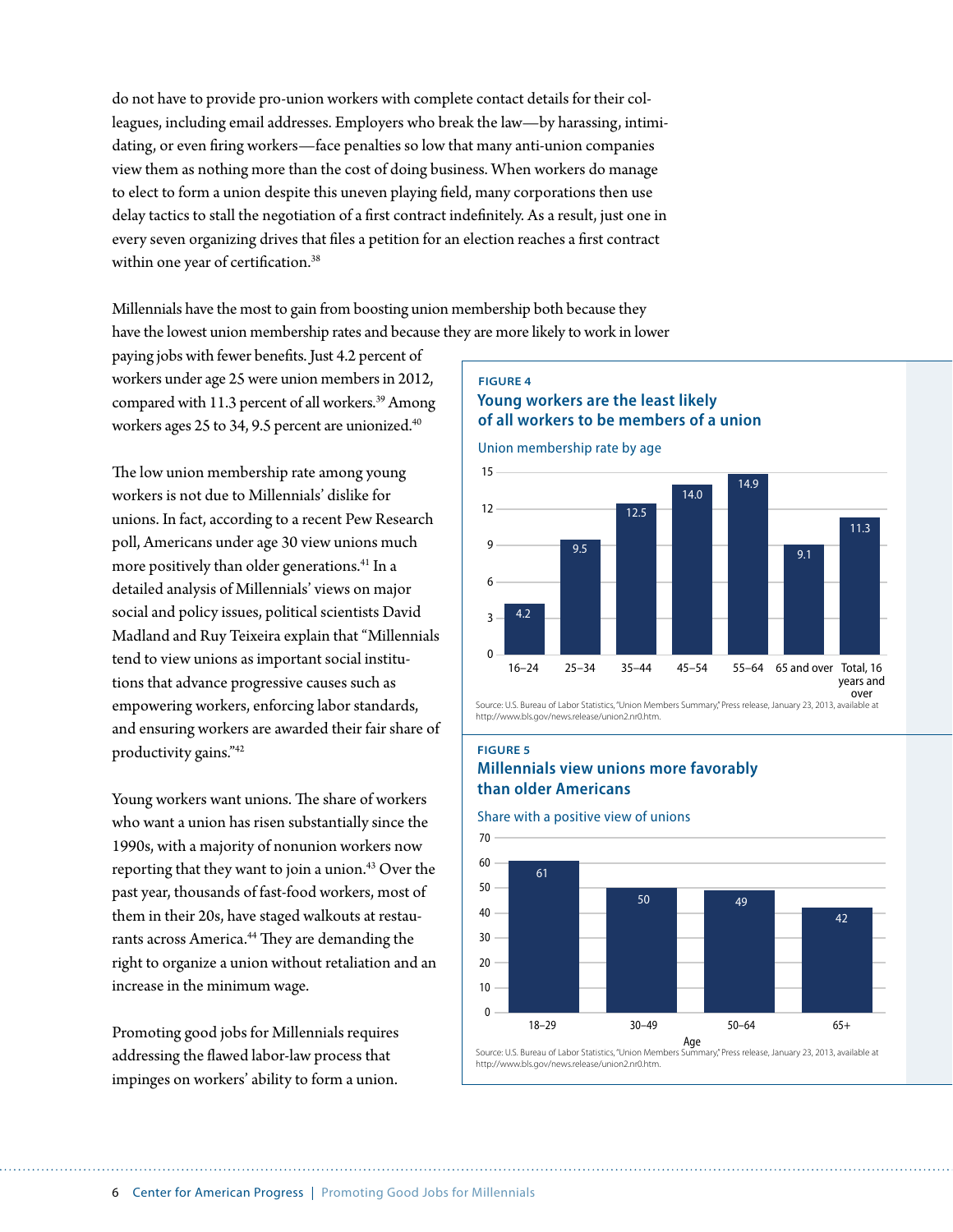do not have to provide pro-union workers with complete contact details for their colleagues, including email addresses. Employers who break the law—by harassing, intimidating, or even firing workers—face penalties so low that many anti-union companies view them as nothing more than the cost of doing business. When workers do manage to elect to form a union despite this uneven playing field, many corporations then use delay tactics to stall the negotiation of a first contract indefinitely. As a result, just one in every seven organizing drives that files a petition for an election reaches a first contract within one year of certification.[38]

Millennials have the most to gain from boosting union membership both because they have the lowest union membership rates and because they are more likely to work in lower paying jobs with fewer benefits. Just 4.2 percent of workers under age 25 were union members in 2012, compared with 11.3 percent of all workers.[39] Among workers ages 25 to 34, 9.5 percent are unionized.[40]

The low union membership rate among young workers is not due to Millennials' dislike for unions. In fact, according to a recent Pew Research poll, Americans under age 30 view unions much more positively than older generations.[41] In a detailed analysis of Millennials' views on major social and policy issues, political scientists David Madland and Ruy Teixeira explain that "Millennials tend to view unions as important social institutions that advance progressive causes such as empowering workers, enforcing labor standards, and ensuring workers are awarded their fair share of productivity gains."[42]

Young workers want unions. The share of workers who want a union has risen substantially since the 1990s, with a majority of nonunion workers now reporting that they want to join a union.[43] Over the past year, thousands of fast-food workers, most of them in their 20s, have staged walkouts at restaurants across America.[44] They are demanding the right to organize a union without retaliation and an increase in the minimum wage.

Promoting good jobs for Millennials requires addressing the flawed labor-law process that impinges on workers' ability to form a union.

**FIGURE 4**

**Young workers are the least likely of all workers to be members of a union**

Union membership rate by age

| Age | Union membership rate |
|---|---|
| 16–24 | 4.2 |
| 25–34 | 9.5 |
| 35–44 | 12.5 |
| 45–54 | 14.0 |
| 55–64 | 14.9 |
| 65 and over | 9.1 |
| Total, 16 years and over | 11.3 |

Source: U.S. Bureau of Labor Statistics, "Union Members Summary," Press release, January 23, 2013, available at http://www.bls.gov/news.release/union2.nr0.htm.

**FIGURE 5**

**Millennials view unions more favorably than older Americans**

Share with a positive view of unions

| Age | Share with a positive view |
|---|---|
| 18–29 | 61 |
| 30–49 | 50 |
| 50–64 | 49 |
| 65+ | 42 |

Source: U.S. Bureau of Labor Statistics, "Union Members Summary," Press release, January 23, 2013, available at http://www.bls.gov/news.release/union2.nr0.htm.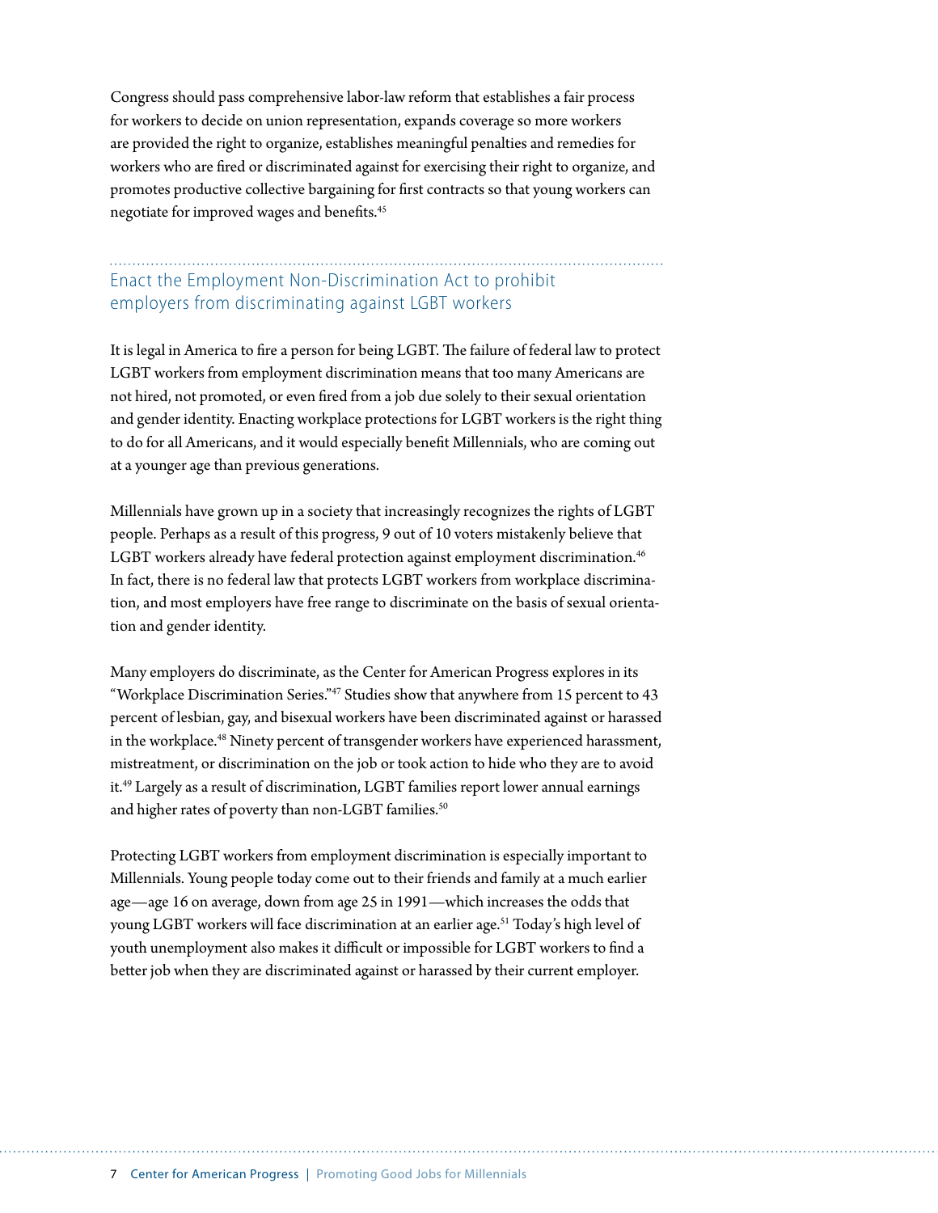Congress should pass comprehensive labor-law reform that establishes a fair process for workers to decide on union representation, expands coverage so more workers are provided the right to organize, establishes meaningful penalties and remedies for workers who are fired or discriminated against for exercising their right to organize, and promotes productive collective bargaining for first contracts so that young workers can negotiate for improved wages and benefits.[45]

## Enact the Employment Non-Discrimination Act to prohibit employers from discriminating against LGBT workers

It is legal in America to fire a person for being LGBT. The failure of federal law to protect LGBT workers from employment discrimination means that too many Americans are not hired, not promoted, or even fired from a job due solely to their sexual orientation and gender identity. Enacting workplace protections for LGBT workers is the right thing to do for all Americans, and it would especially benefit Millennials, who are coming out at a younger age than previous generations.

Millennials have grown up in a society that increasingly recognizes the rights of LGBT people. Perhaps as a result of this progress, 9 out of 10 voters mistakenly believe that LGBT workers already have federal protection against employment discrimination.[46] In fact, there is no federal law that protects LGBT workers from workplace discrimination, and most employers have free range to discriminate on the basis of sexual orientation and gender identity.

Many employers do discriminate, as the Center for American Progress explores in its "Workplace Discrimination Series."[47] Studies show that anywhere from 15 percent to 43 percent of lesbian, gay, and bisexual workers have been discriminated against or harassed in the workplace.[48] Ninety percent of transgender workers have experienced harassment, mistreatment, or discrimination on the job or took action to hide who they are to avoid it.[49] Largely as a result of discrimination, LGBT families report lower annual earnings and higher rates of poverty than non-LGBT families.[50]

Protecting LGBT workers from employment discrimination is especially important to Millennials. Young people today come out to their friends and family at a much earlier age—age 16 on average, down from age 25 in 1991—which increases the odds that young LGBT workers will face discrimination at an earlier age.[51] Today's high level of youth unemployment also makes it difficult or impossible for LGBT workers to find a better job when they are discriminated against or harassed by their current employer.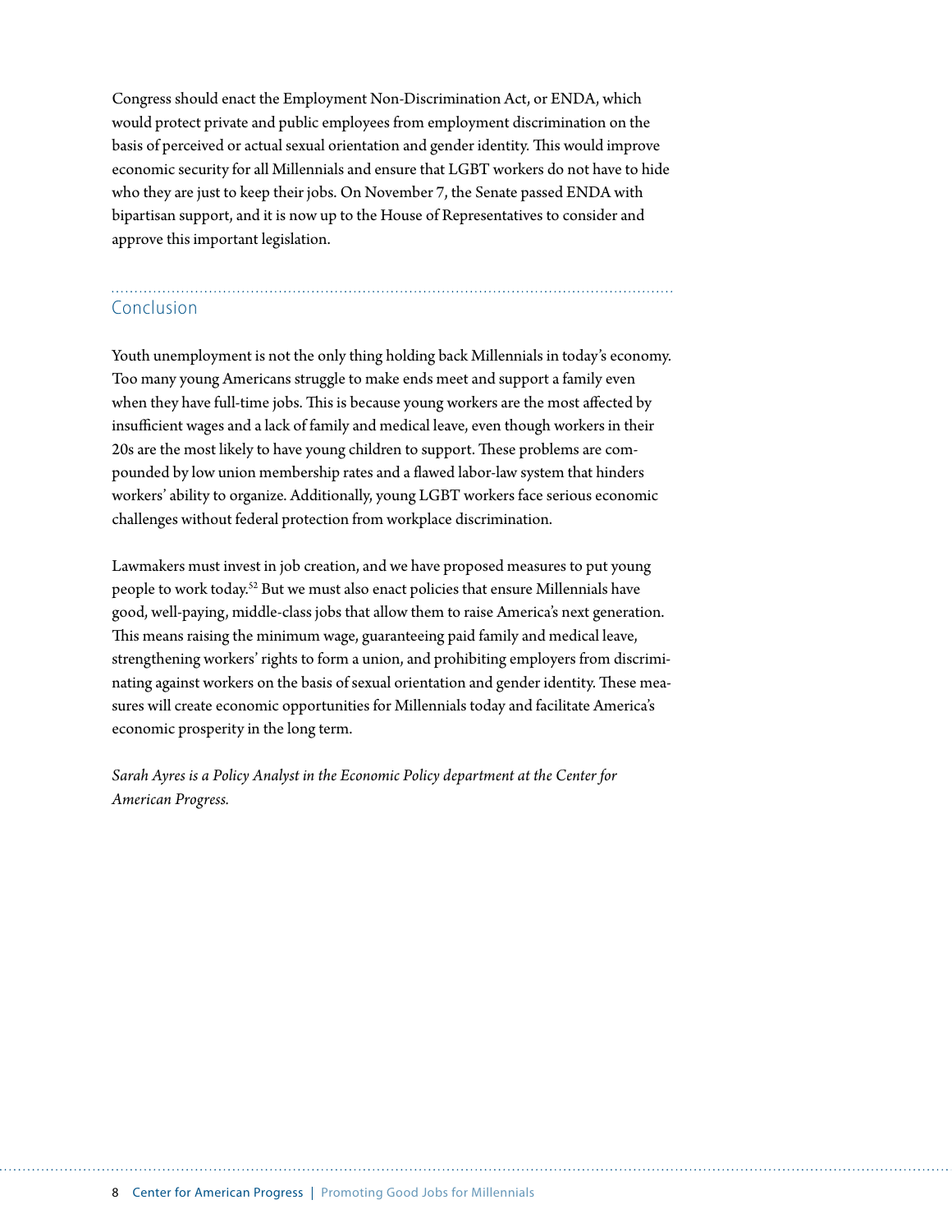Congress should enact the Employment Non-Discrimination Act, or ENDA, which would protect private and public employees from employment discrimination on the basis of perceived or actual sexual orientation and gender identity. This would improve economic security for all Millennials and ensure that LGBT workers do not have to hide who they are just to keep their jobs. On November 7, the Senate passed ENDA with bipartisan support, and it is now up to the House of Representatives to consider and approve this important legislation.

## Conclusion

Youth unemployment is not the only thing holding back Millennials in today's economy. Too many young Americans struggle to make ends meet and support a family even when they have full-time jobs. This is because young workers are the most affected by insufficient wages and a lack of family and medical leave, even though workers in their 20s are the most likely to have young children to support. These problems are compounded by low union membership rates and a flawed labor-law system that hinders workers' ability to organize. Additionally, young LGBT workers face serious economic challenges without federal protection from workplace discrimination.

Lawmakers must invest in job creation, and we have proposed measures to put young people to work today.[52] But we must also enact policies that ensure Millennials have good, well-paying, middle-class jobs that allow them to raise America's next generation. This means raising the minimum wage, guaranteeing paid family and medical leave, strengthening workers' rights to form a union, and prohibiting employers from discriminating against workers on the basis of sexual orientation and gender identity. These measures will create economic opportunities for Millennials today and facilitate America's economic prosperity in the long term.

*Sarah Ayres is a Policy Analyst in the Economic Policy department at the Center for American Progress.*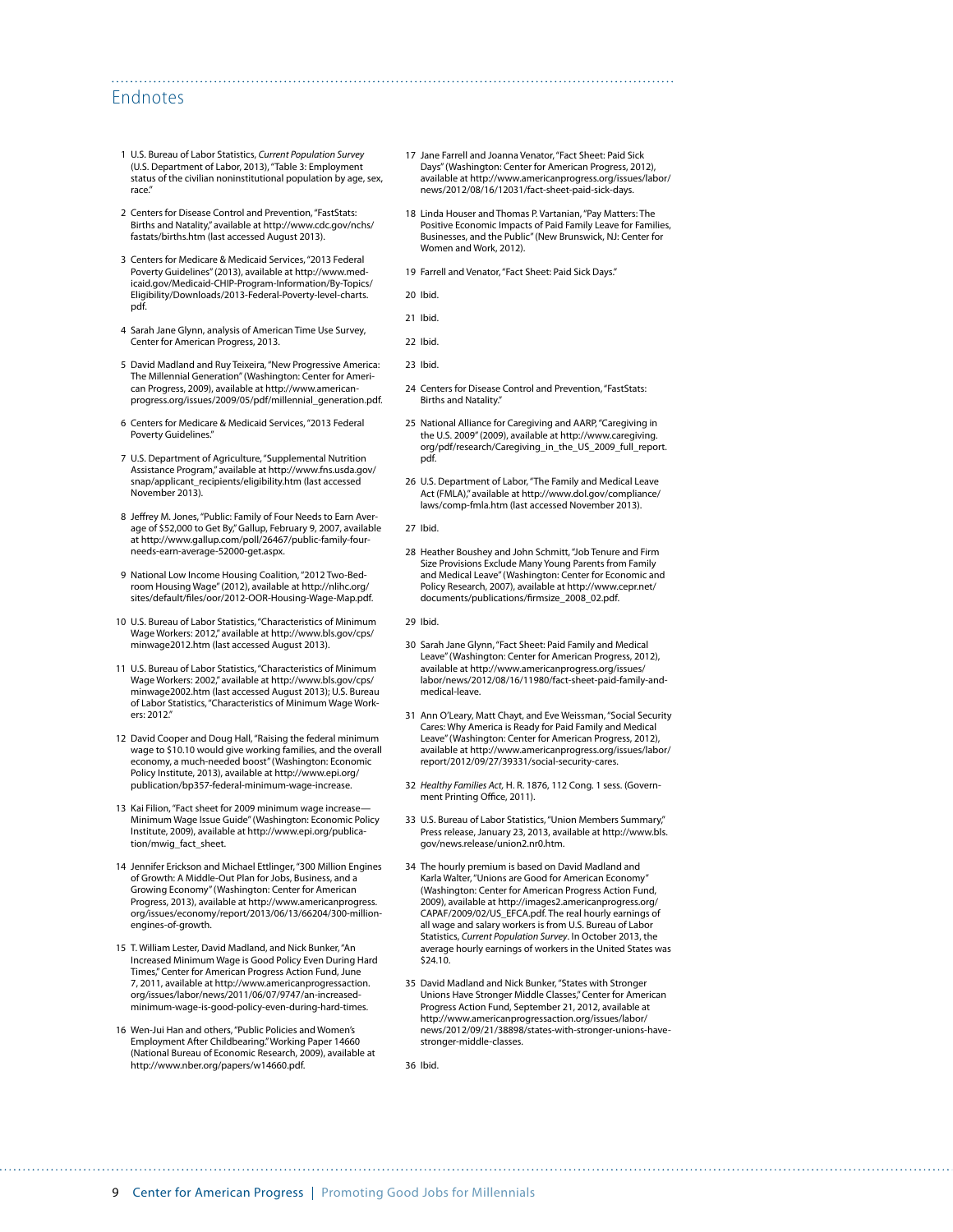## Endnotes

1. U.S. Bureau of Labor Statistics, *Current Population Survey* (U.S. Department of Labor, 2013), "Table 3: Employment status of the civilian noninstitutional population by age, sex, race."

2. Centers for Disease Control and Prevention, "FastStats: Births and Natality," available at http://www.cdc.gov/nchs/fastats/births.htm (last accessed August 2013).

3. Centers for Medicare & Medicaid Services, "2013 Federal Poverty Guidelines" (2013), available at http://www.medicaid.gov/Medicaid-CHIP-Program-Information/By-Topics/Eligibility/Downloads/2013-Federal-Poverty-level-charts.pdf.

4. Sarah Jane Glynn, analysis of American Time Use Survey, Center for American Progress, 2013.

5. David Madland and Ruy Teixeira, "New Progressive America: The Millennial Generation" (Washington: Center for American Progress, 2009), available at http://www.americanprogress.org/issues/2009/05/pdf/millennial_generation.pdf.

6. Centers for Medicare & Medicaid Services, "2013 Federal Poverty Guidelines."

7. U.S. Department of Agriculture, "Supplemental Nutrition Assistance Program," available at http://www.fns.usda.gov/snap/applicant_recipients/eligibility.htm (last accessed November 2013).

8. Jeffrey M. Jones, "Public: Family of Four Needs to Earn Average of $52,000 to Get By," Gallup, February 9, 2007, available at http://www.gallup.com/poll/26467/public-family-four-needs-earn-average-52000-get.aspx.

9. National Low Income Housing Coalition, "2012 Two-Bedroom Housing Wage" (2012), available at http://nlihc.org/sites/default/files/oor/2012-OOR-Housing-Wage-Map.pdf.

10. U.S. Bureau of Labor Statistics, "Characteristics of Minimum Wage Workers: 2012," available at http://www.bls.gov/cps/minwage2012.htm (last accessed August 2013).

11. U.S. Bureau of Labor Statistics, "Characteristics of Minimum Wage Workers: 2002," available at http://www.bls.gov/cps/minwage2002.htm (last accessed August 2013); U.S. Bureau of Labor Statistics, "Characteristics of Minimum Wage Workers: 2012."

12. David Cooper and Doug Hall, "Raising the federal minimum wage to $10.10 would give working families, and the overall economy, a much-needed boost" (Washington: Economic Policy Institute, 2013), available at http://www.epi.org/publication/bp357-federal-minimum-wage-increase.

13. Kai Filion, "Fact sheet for 2009 minimum wage increase—Minimum Wage Issue Guide" (Washington: Economic Policy Institute, 2009), available at http://www.epi.org/publication/mwig_fact_sheet.

14. Jennifer Erickson and Michael Ettlinger, "300 Million Engines of Growth: A Middle-Out Plan for Jobs, Business, and a Growing Economy" (Washington: Center for American Progress, 2013), available at http://www.americanprogress.org/issues/economy/report/2013/06/13/66204/300-million-engines-of-growth.

15. T. William Lester, David Madland, and Nick Bunker, "An Increased Minimum Wage is Good Policy Even During Hard Times," Center for American Progress Action Fund, June 7, 2011, available at http://www.americanprogressaction.org/issues/labor/news/2011/06/07/9747/an-increased-minimum-wage-is-good-policy-even-during-hard-times.

16. Wen-Jui Han and others, "Public Policies and Women's Employment After Childbearing." Working Paper 14660 (National Bureau of Economic Research, 2009), available at http://www.nber.org/papers/w14660.pdf.

17. Jane Farrell and Joanna Venator, "Fact Sheet: Paid Sick Days" (Washington: Center for American Progress, 2012), available at http://www.americanprogress.org/issues/labor/news/2012/08/16/12031/fact-sheet-paid-sick-days.

18. Linda Houser and Thomas P. Vartanian, "Pay Matters: The Positive Economic Impacts of Paid Family Leave for Families, Businesses, and the Public" (New Brunswick, NJ: Center for Women and Work, 2012).

19. Farrell and Venator, "Fact Sheet: Paid Sick Days."

20. Ibid.

21. Ibid.

22. Ibid.

23. Ibid.

24. Centers for Disease Control and Prevention, "FastStats: Births and Natality."

25. National Alliance for Caregiving and AARP, "Caregiving in the U.S. 2009" (2009), available at http://www.caregiving.org/pdf/research/Caregiving_in_the_US_2009_full_report.pdf.

26. U.S. Department of Labor, "The Family and Medical Leave Act (FMLA)," available at http://www.dol.gov/compliance/laws/comp-fmla.htm (last accessed November 2013).

27. Ibid.

28. Heather Boushey and John Schmitt, "Job Tenure and Firm Size Provisions Exclude Many Young Parents from Family and Medical Leave" (Washington: Center for Economic and Policy Research, 2007), available at http://www.cepr.net/documents/publications/firmsize_2008_02.pdf.

29. Ibid.

30. Sarah Jane Glynn, "Fact Sheet: Paid Family and Medical Leave" (Washington: Center for American Progress, 2012), available at http://www.americanprogress.org/issues/labor/news/2012/08/16/11980/fact-sheet-paid-family-and-medical-leave.

31. Ann O'Leary, Matt Chayt, and Eve Weissman, "Social Security Cares: Why America is Ready for Paid Family and Medical Leave" (Washington: Center for American Progress, 2012), available at http://www.americanprogress.org/issues/labor/report/2012/09/27/39331/social-security-cares.

32. *Healthy Families Act,* H. R. 1876, 112 Cong. 1 sess. (Government Printing Office, 2011).

33. U.S. Bureau of Labor Statistics, "Union Members Summary," Press release, January 23, 2013, available at http://www.bls.gov/news.release/union2.nr0.htm.

34. The hourly premium is based on David Madland and Karla Walter, "Unions are Good for American Economy" (Washington: Center for American Progress Action Fund, 2009), available at http://images2.americanprogress.org/CAPAF/2009/02/US_EFCA.pdf. The real hourly earnings of all wage and salary workers is from U.S. Bureau of Labor Statistics, *Current Population Survey*. In October 2013, the average hourly earnings of workers in the United States was $24.10.

35. David Madland and Nick Bunker, "States with Stronger Unions Have Stronger Middle Classes," Center for American Progress Action Fund, September 21, 2012, available at http://www.americanprogressaction.org/issues/labor/news/2012/09/21/38898/states-with-stronger-unions-have-stronger-middle-classes.

36. Ibid.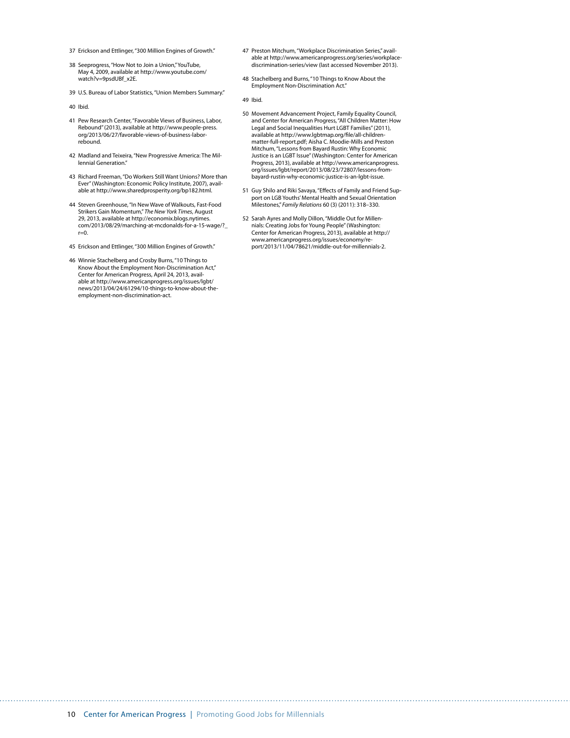37 Erickson and Ettlinger, "300 Million Engines of Growth."

38 Seeprogress, "How Not to Join a Union," YouTube, May 4, 2009, available at http://www.youtube.com/watch?v=9psdUBf_x2E.

39 U.S. Bureau of Labor Statistics, "Union Members Summary."

40 Ibid.

41 Pew Research Center, "Favorable Views of Business, Labor, Rebound" (2013), available at http://www.people-press.org/2013/06/27/favorable-views-of-business-labor-rebound.

42 Madland and Teixeira, "New Progressive America: The Millennial Generation."

43 Richard Freeman, "Do Workers Still Want Unions? More than Ever" (Washington: Economic Policy Institute, 2007), available at http://www.sharedprosperity.org/bp182.html.

44 Steven Greenhouse, "In New Wave of Walkouts, Fast-Food Strikers Gain Momentum," *The New York Times*, August 29, 2013, available at http://economix.blogs.nytimes.com/2013/08/29/marching-at-mcdonalds-for-a-15-wage/?_r=0.

45 Erickson and Ettlinger, "300 Million Engines of Growth."

46 Winnie Stachelberg and Crosby Burns, "10 Things to Know About the Employment Non-Discrimination Act," Center for American Progress, April 24, 2013, available at http://www.americanprogress.org/issues/lgbt/news/2013/04/24/61294/10-things-to-know-about-the-employment-non-discrimination-act.

47 Preston Mitchum, "Workplace Discrimination Series," available at http://www.americanprogress.org/series/workplace-discrimination-series/view (last accessed November 2013).

48 Stachelberg and Burns, "10 Things to Know About the Employment Non-Discrimination Act."

49 Ibid.

50 Movement Advancement Project, Family Equality Council, and Center for American Progress, "All Children Matter: How Legal and Social Inequalities Hurt LGBT Families" (2011), available at http://www.lgbtmap.org/file/all-children-matter-full-report.pdf; Aisha C. Moodie-Mills and Preston Mitchum, "Lessons from Bayard Rustin: Why Economic Justice is an LGBT Issue" (Washington: Center for American Progress, 2013), available at http://www.americanprogress.org/issues/lgbt/report/2013/08/23/72807/lessons-from-bayard-rustin-why-economic-justice-is-an-lgbt-issue.

51 Guy Shilo and Riki Savaya, "Effects of Family and Friend Support on LGB Youths' Mental Health and Sexual Orientation Milestones," *Family Relations* 60 (3) (2011): 318–330.

52 Sarah Ayres and Molly Dillon, "Middle Out for Millennials: Creating Jobs for Young People" (Washington: Center for American Progress, 2013), available at http://www.americanprogress.org/issues/economy/report/2013/11/04/78621/middle-out-for-millennials-2.